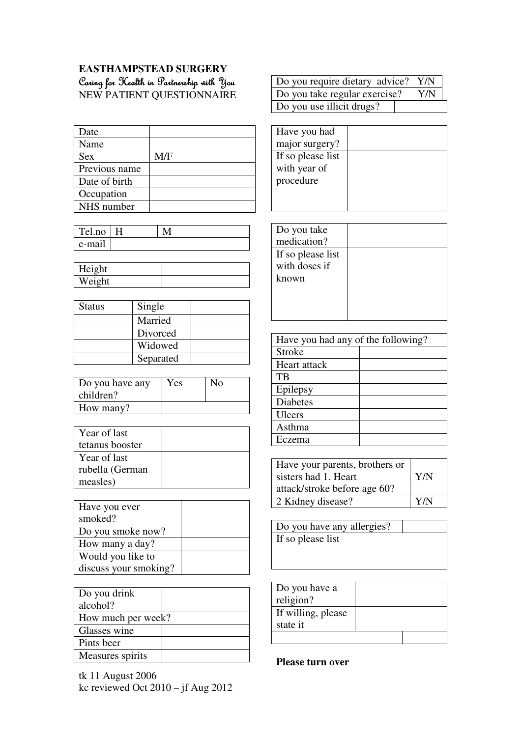# EASTHAMPSTEAD SURGERY

*Caring for Health in Partnership with You*

NEW PATIENT QUESTIONNAIRE

| Date | |
|---|---|
| Name<br>Sex | M/F |
| Previous name | |
| Date of birth | |
| Occupation | |
| NHS number | |

| Tel.no | H | M |
|---|---|---|
| e-mail | | |

| Height | |
|---|---|
| Weight | |

| Status | Single | |
|---|---|---|
| | Married | |
| | Divorced | |
| | Widowed | |
| | Separated | |

| Do you have any children? | Yes | No |
|---|---|---|
| How many? | | |

| Year of last tetanus booster | |
|---|---|
| Year of last rubella (German measles) | |

| Have you ever smoked? | |
|---|---|
| Do you smoke now? | |
| How many a day? | |
| Would you like to discuss your smoking? | |

| Do you drink alcohol? | |
|---|---|
| How much per week? | |
| Glasses wine | |
| Pints beer | |
| Measures spirits | |

tk 11 August 2006
kc reviewed Oct 2010 – jf Aug 2012

| Do you require dietary advice? | Y/N |
|---|---|
| Do you take regular exercise? | Y/N |
| Do you use illicit drugs? | |

| Have you had major surgery? | |
|---|---|
| If so please list with year of procedure | |

| Do you take medication? | |
|---|---|
| If so please list with doses if known | |

| Have you had any of the following? | |
|---|---|
| Stroke | |
| Heart attack | |
| TB | |
| Epilepsy | |
| Diabetes | |
| Ulcers | |
| Asthma | |
| Eczema | |

| Have your parents, brothers or sisters had 1. Heart attack/stroke before age 60? | Y/N |
|---|---|
| 2 Kidney disease? | Y/N |

| Do you have any allergies? | |
|---|---|
| If so please list | |

| Do you have a religion? | |
|---|---|
| If willing, please state it | |
| | |

**Please turn over**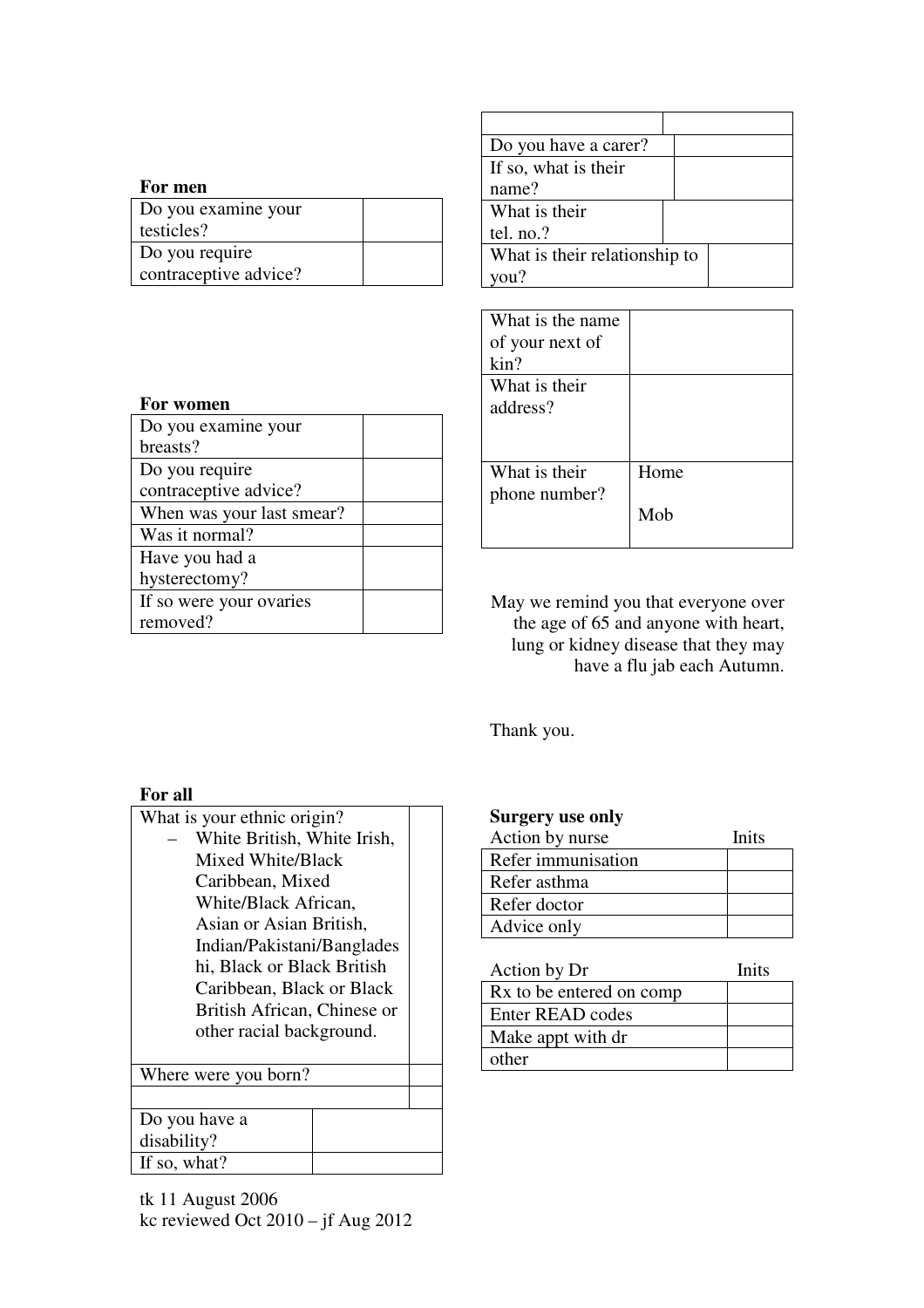**For men**

| | |
|---|---|
| Do you examine your testicles? | |
| Do you require contraceptive advice? | |

**For women**

| | |
|---|---|
| Do you examine your breasts? | |
| Do you require contraceptive advice? | |
| When was your last smear? | |
| Was it normal? | |
| Have you had a hysterectomy? | |
| If so were your ovaries removed? | |

**For all**

| | |
|---|---|
| What is your ethnic origin?<br>– White British, White Irish, Mixed White/Black Caribbean, Mixed White/Black African, Asian or Asian British, Indian/Pakistani/Bangladeshi, Black or Black British Caribbean, Black or Black British African, Chinese or other racial background. | |
| Where were you born? | |
| | |
| Do you have a disability? | |
| If so, what? | |

tk 11 August 2006
kc reviewed Oct 2010 – jf Aug 2012

| | |
|---|---|
| | |
| Do you have a carer? | |
| If so, what is their name? | |
| What is their tel. no.? | |
| What is their relationship to you? | |

| | |
|---|---|
| What is the name of your next of kin? | |
| What is their address? | |
| What is their phone number? | Home<br><br>Mob |

May we remind you that everyone over the age of 65 and anyone with heart, lung or kidney disease that they may have a flu jab each Autumn.

Thank you.

**Surgery use only**

| Action by nurse | Inits |
|---|---|
| Refer immunisation | |
| Refer asthma | |
| Refer doctor | |
| Advice only | |

| Action by Dr | Inits |
|---|---|
| Rx to be entered on comp | |
| Enter READ codes | |
| Make appt with dr | |
| other | |